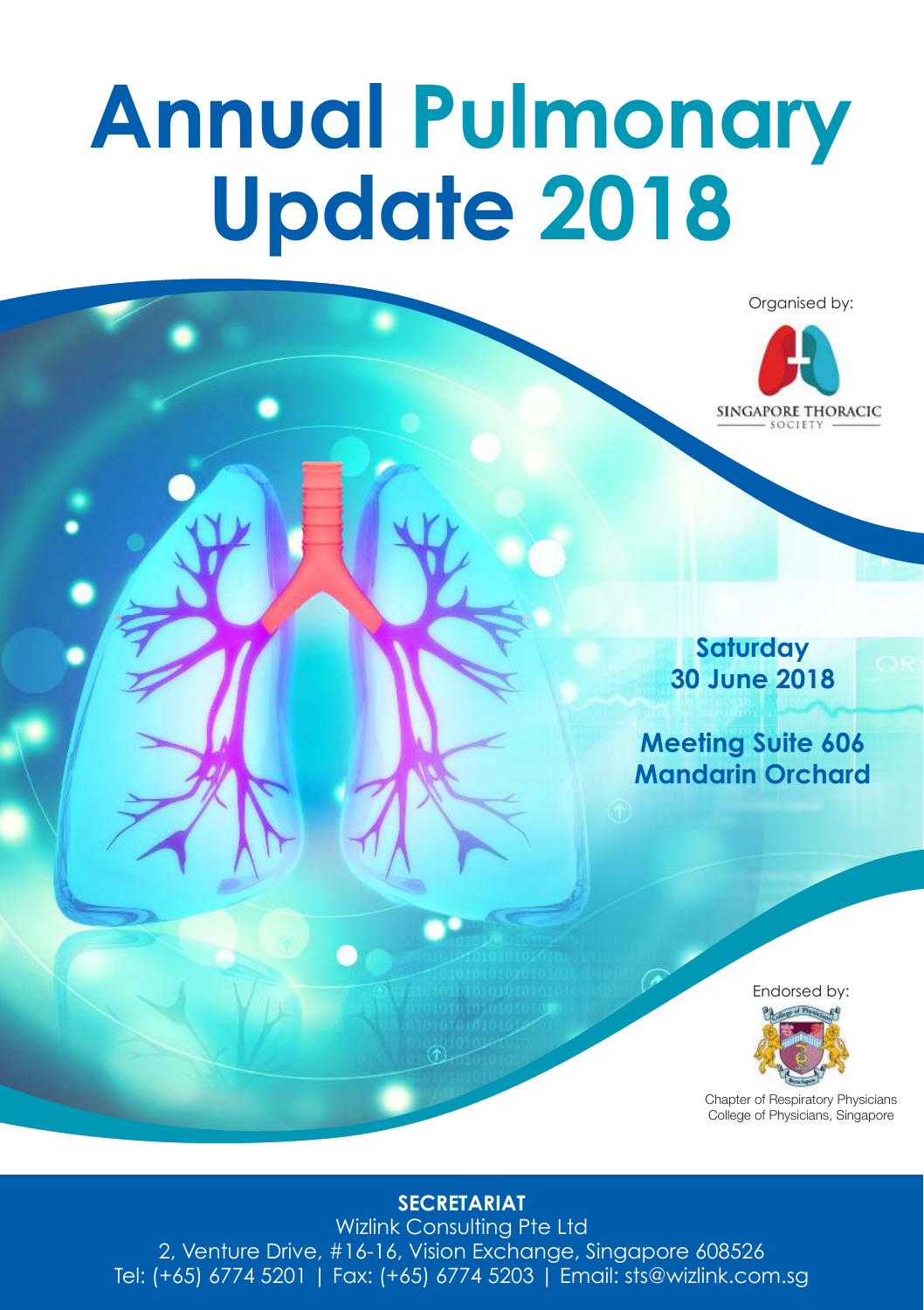# Annual Pulmonary Update 2018

Organised by:

SINGAPORE THORACIC SOCIETY

**Saturday**
**30 June 2018**

**Meeting Suite 606**
**Mandarin Orchard**

Endorsed by:

Chapter of Respiratory Physicians
College of Physicians, Singapore

**SECRETARIAT**

Wizlink Consulting Pte Ltd
2, Venture Drive, #16-16, Vision Exchange, Singapore 608526
Tel: (+65) 6774 5201 | Fax: (+65) 6774 5203 | Email: sts@wizlink.com.sg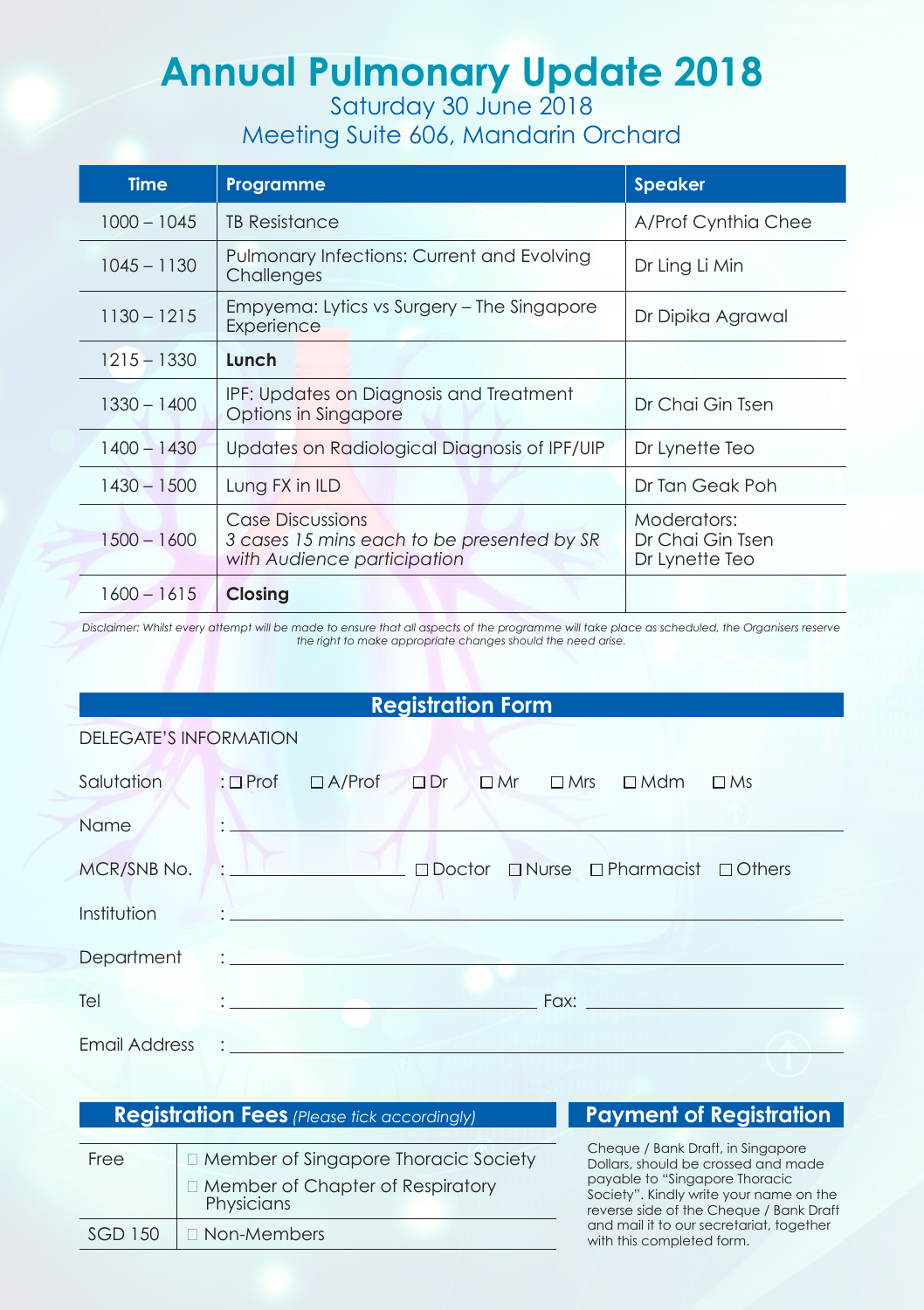# Annual Pulmonary Update 2018

Saturday 30 June 2018

Meeting Suite 606, Mandarin Orchard

| Time | Programme | Speaker |
|---|---|---|
| 1000 – 1045 | TB Resistance | A/Prof Cynthia Chee |
| 1045 – 1130 | Pulmonary Infections: Current and Evolving Challenges | Dr Ling Li Min |
| 1130 – 1215 | Empyema: Lytics vs Surgery – The Singapore Experience | Dr Dipika Agrawal |
| 1215 – 1330 | **Lunch** | |
| 1330 – 1400 | IPF: Updates on Diagnosis and Treatment Options in Singapore | Dr Chai Gin Tsen |
| 1400 – 1430 | Updates on Radiological Diagnosis of IPF/UIP | Dr Lynette Teo |
| 1430 – 1500 | Lung FX in ILD | Dr Tan Geak Poh |
| 1500 – 1600 | Case Discussions<br>*3 cases 15 mins each to be presented by SR with Audience participation* | Moderators:<br>Dr Chai Gin Tsen<br>Dr Lynette Teo |
| 1600 – 1615 | **Closing** | |

*Disclaimer: Whilst every attempt will be made to ensure that all aspects of the programme will take place as scheduled, the Organisers reserve the right to make appropriate changes should the need arise.*

## Registration Form

DELEGATE'S INFORMATION

Salutation : ☐ Prof ☐ A/Prof ☐ Dr ☐ Mr ☐ Mrs ☐ Mdm ☐ Ms

Name : ______________________________

MCR/SNB No. : ______________ ☐ Doctor ☐ Nurse ☐ Pharmacist ☐ Others

Institution : ______________________________

Department : ______________________________

Tel : ______________________ Fax: ______________________

Email Address : ______________________________

## Registration Fees *(Please tick accordingly)*

| | |
|---|---|
| Free | ☐ Member of Singapore Thoracic Society<br>☐ Member of Chapter of Respiratory Physicians |
| SGD 150 | ☐ Non-Members |

## Payment of Registration

Cheque / Bank Draft, in Singapore Dollars, should be crossed and made payable to "Singapore Thoracic Society". Kindly write your name on the reverse side of the Cheque / Bank Draft and mail it to our secretariat, together with this completed form.